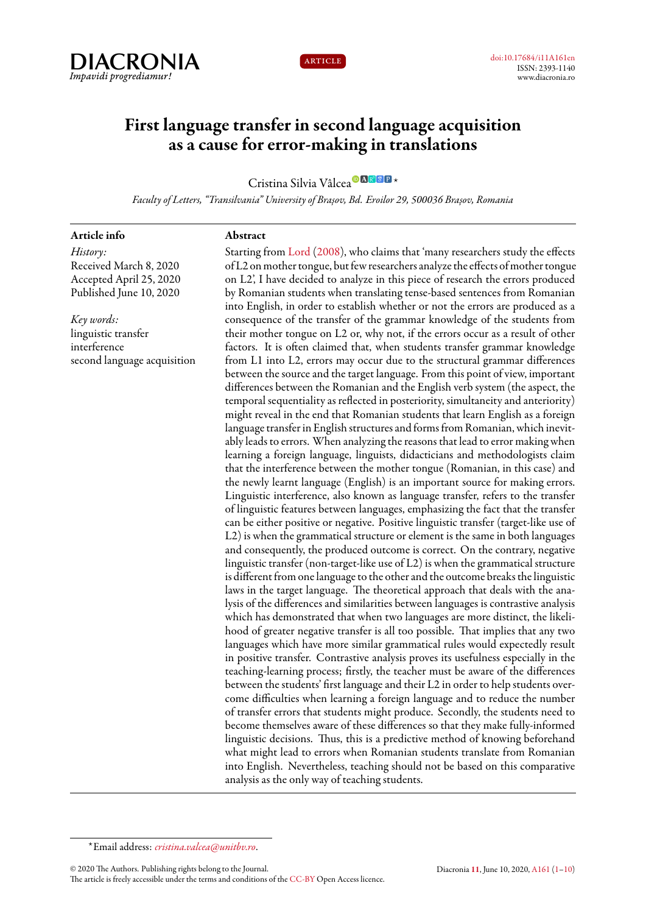DIACRONIA
*Impavidi progrediamur!*

ARTICLE

doi:10.17684/i11A161en
ISSN: 2393-1140
www.diacronia.ro

# First language transfer in second language acquisition as a cause for error-making in translations

Cristina Silvia Vâlcea*

*Faculty of Letters, "Transilvania" University of Brașov, Bd. Eroilor 29, 500036 Brașov, Romania*

---

**Article info**

*History:*
Received March 8, 2020
Accepted April 25, 2020
Published June 10, 2020

*Key words:*
linguistic transfer
interference
second language acquisition

**Abstract**

Starting from Lord (2008), who claims that 'many researchers study the effects of L2 on mother tongue, but few researchers analyze the effects of mother tongue on L2', I have decided to analyze in this piece of research the errors produced by Romanian students when translating tense-based sentences from Romanian into English, in order to establish whether or not the errors are produced as a consequence of the transfer of the grammar knowledge of the students from their mother tongue on L2 or, why not, if the errors occur as a result of other factors. It is often claimed that, when students transfer grammar knowledge from L1 into L2, errors may occur due to the structural grammar differences between the source and the target language. From this point of view, important differences between the Romanian and the English verb system (the aspect, the temporal sequentiality as reflected in posteriority, simultaneity and anteriority) might reveal in the end that Romanian students that learn English as a foreign language transfer in English structures and forms from Romanian, which inevitably leads to errors. When analyzing the reasons that lead to error making when learning a foreign language, linguists, didacticians and methodologists claim that the interference between the mother tongue (Romanian, in this case) and the newly learnt language (English) is an important source for making errors. Linguistic interference, also known as language transfer, refers to the transfer of linguistic features between languages, emphasizing the fact that the transfer can be either positive or negative. Positive linguistic transfer (target-like use of L2) is when the grammatical structure or element is the same in both languages and consequently, the produced outcome is correct. On the contrary, negative linguistic transfer (non-target-like use of L2) is when the grammatical structure is different from one language to the other and the outcome breaks the linguistic laws in the target language. The theoretical approach that deals with the analysis of the differences and similarities between languages is contrastive analysis which has demonstrated that when two languages are more distinct, the likelihood of greater negative transfer is all too possible. That implies that any two languages which have more similar grammatical rules would expectedly result in positive transfer. Contrastive analysis proves its usefulness especially in the teaching-learning process; firstly, the teacher must be aware of the differences between the students' first language and their L2 in order to help students overcome difficulties when learning a foreign language and to reduce the number of transfer errors that students might produce. Secondly, the students need to become themselves aware of these differences so that they make fully-informed linguistic decisions. Thus, this is a predictive method of knowing beforehand what might lead to errors when Romanian students translate from Romanian into English. Nevertheless, teaching should not be based on this comparative analysis as the only way of teaching students.

---

*Email address: *cristina.valcea@unitbv.ro*.

© 2020 The Authors. Publishing rights belong to the Journal.
The article is freely accessible under the terms and conditions of the CC-BY Open Access licence.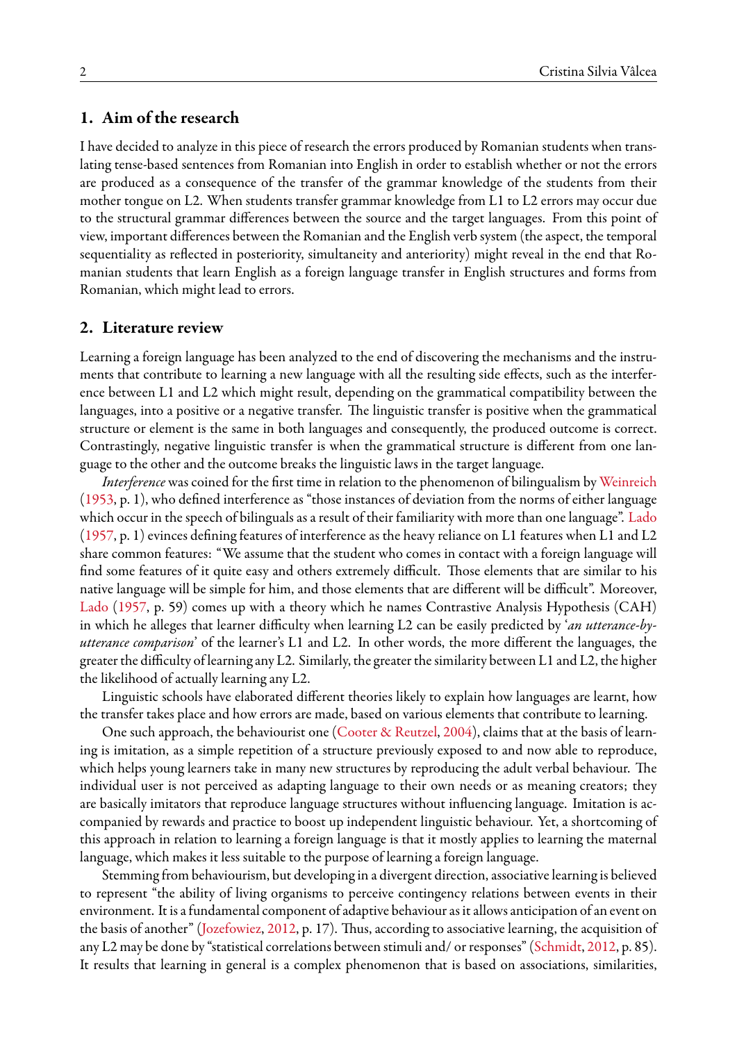## 1. Aim of the research

I have decided to analyze in this piece of research the errors produced by Romanian students when translating tense-based sentences from Romanian into English in order to establish whether or not the errors are produced as a consequence of the transfer of the grammar knowledge of the students from their mother tongue on L2. When students transfer grammar knowledge from L1 to L2 errors may occur due to the structural grammar differences between the source and the target languages. From this point of view, important differences between the Romanian and the English verb system (the aspect, the temporal sequentiality as reflected in posteriority, simultaneity and anteriority) might reveal in the end that Romanian students that learn English as a foreign language transfer in English structures and forms from Romanian, which might lead to errors.

## 2. Literature review

Learning a foreign language has been analyzed to the end of discovering the mechanisms and the instruments that contribute to learning a new language with all the resulting side effects, such as the interference between L1 and L2 which might result, depending on the grammatical compatibility between the languages, into a positive or a negative transfer. The linguistic transfer is positive when the grammatical structure or element is the same in both languages and consequently, the produced outcome is correct. Contrastingly, negative linguistic transfer is when the grammatical structure is different from one language to the other and the outcome breaks the linguistic laws in the target language.

*Interference* was coined for the first time in relation to the phenomenon of bilingualism by Weinreich (1953, p. 1), who defined interference as "those instances of deviation from the norms of either language which occur in the speech of bilinguals as a result of their familiarity with more than one language". Lado (1957, p. 1) evinces defining features of interference as the heavy reliance on L1 features when L1 and L2 share common features: "We assume that the student who comes in contact with a foreign language will find some features of it quite easy and others extremely difficult. Those elements that are similar to his native language will be simple for him, and those elements that are different will be difficult". Moreover, Lado (1957, p. 59) comes up with a theory which he names Contrastive Analysis Hypothesis (CAH) in which he alleges that learner difficulty when learning L2 can be easily predicted by '*an utterance-by-utterance comparison*' of the learner's L1 and L2. In other words, the more different the languages, the greater the difficulty of learning any L2. Similarly, the greater the similarity between L1 and L2, the higher the likelihood of actually learning any L2.

Linguistic schools have elaborated different theories likely to explain how languages are learnt, how the transfer takes place and how errors are made, based on various elements that contribute to learning.

One such approach, the behaviourist one (Cooter & Reutzel, 2004), claims that at the basis of learning is imitation, as a simple repetition of a structure previously exposed to and now able to reproduce, which helps young learners take in many new structures by reproducing the adult verbal behaviour. The individual user is not perceived as adapting language to their own needs or as meaning creators; they are basically imitators that reproduce language structures without influencing language. Imitation is accompanied by rewards and practice to boost up independent linguistic behaviour. Yet, a shortcoming of this approach in relation to learning a foreign language is that it mostly applies to learning the maternal language, which makes it less suitable to the purpose of learning a foreign language.

Stemming from behaviourism, but developing in a divergent direction, associative learning is believed to represent "the ability of living organisms to perceive contingency relations between events in their environment. It is a fundamental component of adaptive behaviour as it allows anticipation of an event on the basis of another" (Jozefowiez, 2012, p. 17). Thus, according to associative learning, the acquisition of any L2 may be done by "statistical correlations between stimuli and/ or responses" (Schmidt, 2012, p. 85). It results that learning in general is a complex phenomenon that is based on associations, similarities,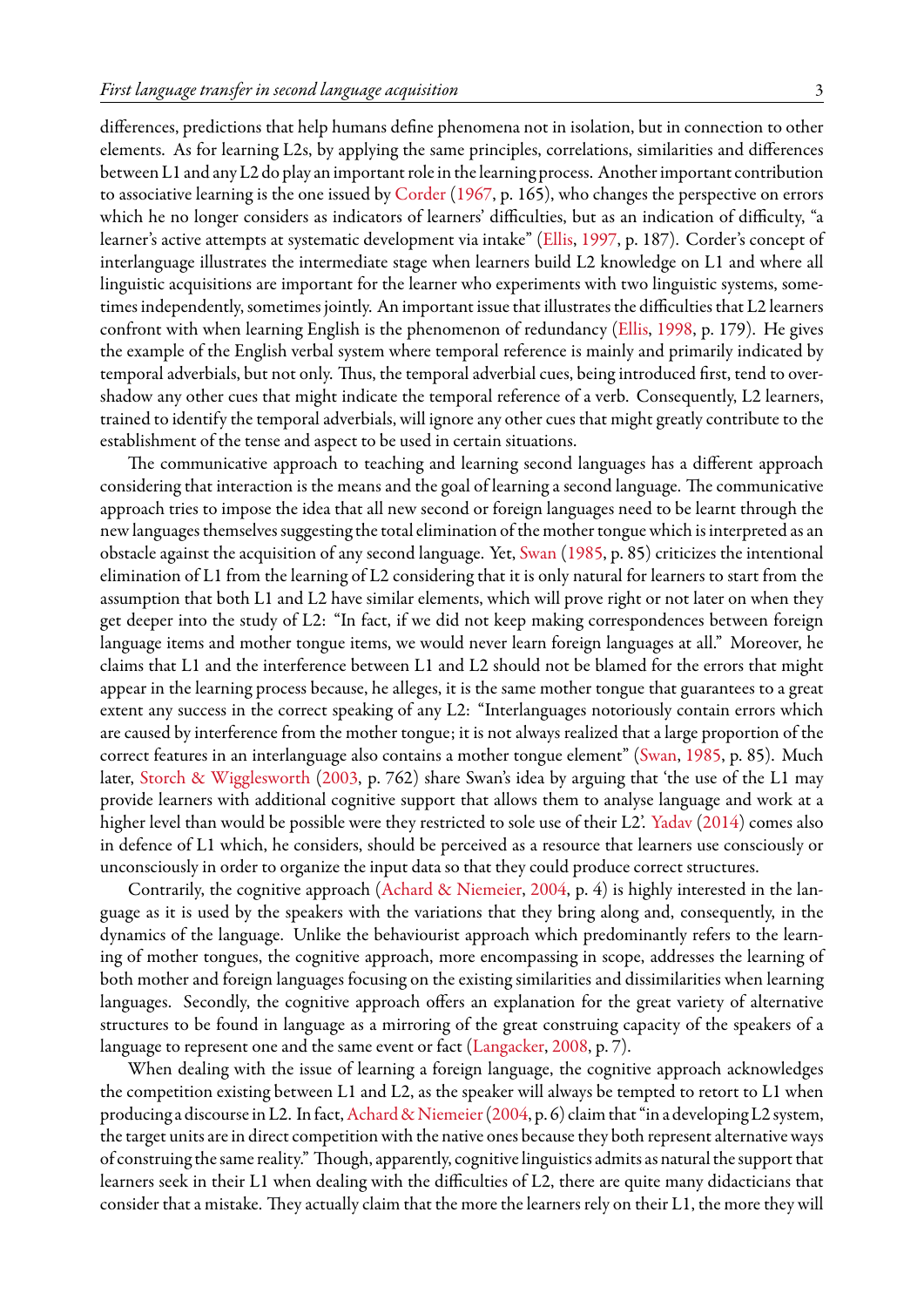differences, predictions that help humans define phenomena not in isolation, but in connection to other elements. As for learning L2s, by applying the same principles, correlations, similarities and differences between L1 and any L2 do play an important role in the learning process. Another important contribution to associative learning is the one issued by Corder (1967, p. 165), who changes the perspective on errors which he no longer considers as indicators of learners' difficulties, but as an indication of difficulty, "a learner's active attempts at systematic development via intake" (Ellis, 1997, p. 187). Corder's concept of interlanguage illustrates the intermediate stage when learners build L2 knowledge on L1 and where all linguistic acquisitions are important for the learner who experiments with two linguistic systems, sometimes independently, sometimes jointly. An important issue that illustrates the difficulties that L2 learners confront with when learning English is the phenomenon of redundancy (Ellis, 1998, p. 179). He gives the example of the English verbal system where temporal reference is mainly and primarily indicated by temporal adverbials, but not only. Thus, the temporal adverbial cues, being introduced first, tend to overshadow any other cues that might indicate the temporal reference of a verb. Consequently, L2 learners, trained to identify the temporal adverbials, will ignore any other cues that might greatly contribute to the establishment of the tense and aspect to be used in certain situations.

The communicative approach to teaching and learning second languages has a different approach considering that interaction is the means and the goal of learning a second language. The communicative approach tries to impose the idea that all new second or foreign languages need to be learnt through the new languages themselves suggesting the total elimination of the mother tongue which is interpreted as an obstacle against the acquisition of any second language. Yet, Swan (1985, p. 85) criticizes the intentional elimination of L1 from the learning of L2 considering that it is only natural for learners to start from the assumption that both L1 and L2 have similar elements, which will prove right or not later on when they get deeper into the study of L2: "In fact, if we did not keep making correspondences between foreign language items and mother tongue items, we would never learn foreign languages at all." Moreover, he claims that L1 and the interference between L1 and L2 should not be blamed for the errors that might appear in the learning process because, he alleges, it is the same mother tongue that guarantees to a great extent any success in the correct speaking of any L2: "Interlanguages notoriously contain errors which are caused by interference from the mother tongue; it is not always realized that a large proportion of the correct features in an interlanguage also contains a mother tongue element" (Swan, 1985, p. 85). Much later, Storch & Wigglesworth (2003, p. 762) share Swan's idea by arguing that 'the use of the L1 may provide learners with additional cognitive support that allows them to analyse language and work at a higher level than would be possible were they restricted to sole use of their L2'. Yadav (2014) comes also in defence of L1 which, he considers, should be perceived as a resource that learners use consciously or unconsciously in order to organize the input data so that they could produce correct structures.

Contrarily, the cognitive approach (Achard & Niemeier, 2004, p. 4) is highly interested in the language as it is used by the speakers with the variations that they bring along and, consequently, in the dynamics of the language. Unlike the behaviourist approach which predominantly refers to the learning of mother tongues, the cognitive approach, more encompassing in scope, addresses the learning of both mother and foreign languages focusing on the existing similarities and dissimilarities when learning languages. Secondly, the cognitive approach offers an explanation for the great variety of alternative structures to be found in language as a mirroring of the great construing capacity of the speakers of a language to represent one and the same event or fact (Langacker, 2008, p. 7).

When dealing with the issue of learning a foreign language, the cognitive approach acknowledges the competition existing between L1 and L2, as the speaker will always be tempted to retort to L1 when producing a discourse in L2. In fact, Achard & Niemeier (2004, p. 6) claim that "in a developing L2 system, the target units are in direct competition with the native ones because they both represent alternative ways of construing the same reality." Though, apparently, cognitive linguistics admits as natural the support that learners seek in their L1 when dealing with the difficulties of L2, there are quite many didacticians that consider that a mistake. They actually claim that the more the learners rely on their L1, the more they will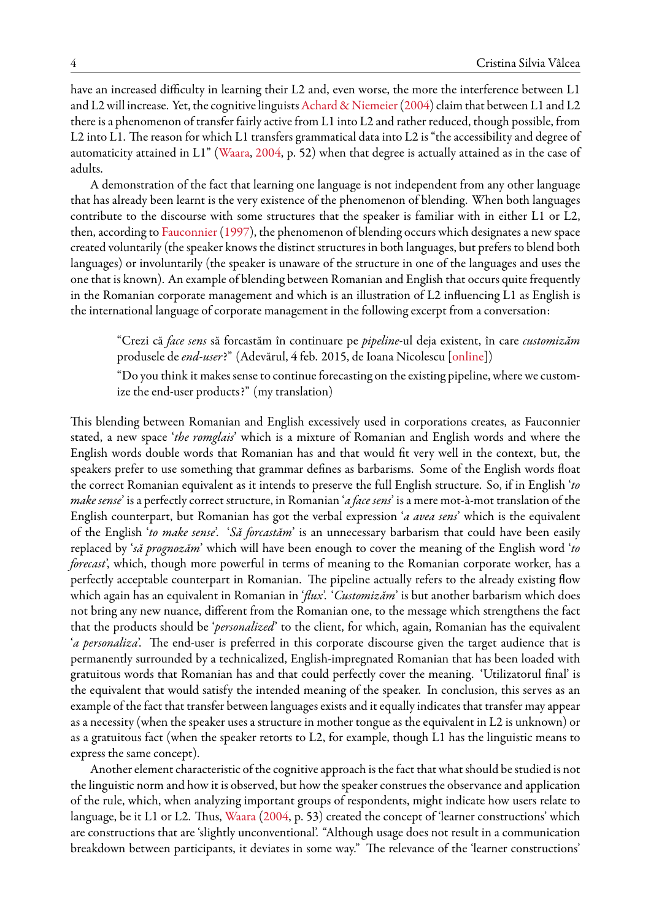have an increased difficulty in learning their L2 and, even worse, the more the interference between L1 and L2 will increase. Yet, the cognitive linguists Achard & Niemeier (2004) claim that between L1 and L2 there is a phenomenon of transfer fairly active from L1 into L2 and rather reduced, though possible, from L2 into L1. The reason for which L1 transfers grammatical data into L2 is "the accessibility and degree of automaticity attained in L1" (Waara, 2004, p. 52) when that degree is actually attained as in the case of adults.

A demonstration of the fact that learning one language is not independent from any other language that has already been learnt is the very existence of the phenomenon of blending. When both languages contribute to the discourse with some structures that the speaker is familiar with in either L1 or L2, then, according to Fauconnier (1997), the phenomenon of blending occurs which designates a new space created voluntarily (the speaker knows the distinct structures in both languages, but prefers to blend both languages) or involuntarily (the speaker is unaware of the structure in one of the languages and uses the one that is known). An example of blending between Romanian and English that occurs quite frequently in the Romanian corporate management and which is an illustration of L2 influencing L1 as English is the international language of corporate management in the following excerpt from a conversation:

> "Crezi că *face sens* să forcastăm în continuare pe *pipeline*-ul deja existent, în care *customizăm* produsele de *end-user*?" (Adevărul, 4 feb. 2015, de Ioana Nicolescu [online])
>
> "Do you think it makes sense to continue forecasting on the existing pipeline, where we customize the end-user products?" (my translation)

This blending between Romanian and English excessively used in corporations creates, as Fauconnier stated, a new space '*the romglais*' which is a mixture of Romanian and English words and where the English words double words that Romanian has and that would fit very well in the context, but, the speakers prefer to use something that grammar defines as barbarisms. Some of the English words float the correct Romanian equivalent as it intends to preserve the full English structure. So, if in English '*to make sense*' is a perfectly correct structure, in Romanian '*a face sens*' is a mere mot-à-mot translation of the English counterpart, but Romanian has got the verbal expression '*a avea sens*' which is the equivalent of the English '*to make sense*'. '*Să forcastăm*' is an unnecessary barbarism that could have been easily replaced by '*să prognozăm*' which will have been enough to cover the meaning of the English word '*to forecast*', which, though more powerful in terms of meaning to the Romanian corporate worker, has a perfectly acceptable counterpart in Romanian. The pipeline actually refers to the already existing flow which again has an equivalent in Romanian in '*flux*'. '*Customizăm*' is but another barbarism which does not bring any new nuance, different from the Romanian one, to the message which strengthens the fact that the products should be '*personalized*' to the client, for which, again, Romanian has the equivalent '*a personaliza*'. The end-user is preferred in this corporate discourse given the target audience that is permanently surrounded by a technicalized, English-impregnated Romanian that has been loaded with gratuitous words that Romanian has and that could perfectly cover the meaning. 'Utilizatorul final' is the equivalent that would satisfy the intended meaning of the speaker. In conclusion, this serves as an example of the fact that transfer between languages exists and it equally indicates that transfer may appear as a necessity (when the speaker uses a structure in mother tongue as the equivalent in L2 is unknown) or as a gratuitous fact (when the speaker retorts to L2, for example, though L1 has the linguistic means to express the same concept).

Another element characteristic of the cognitive approach is the fact that what should be studied is not the linguistic norm and how it is observed, but how the speaker construes the observance and application of the rule, which, when analyzing important groups of respondents, might indicate how users relate to language, be it L1 or L2. Thus, Waara (2004, p. 53) created the concept of 'learner constructions' which are constructions that are 'slightly unconventional'. "Although usage does not result in a communication breakdown between participants, it deviates in some way." The relevance of the 'learner constructions'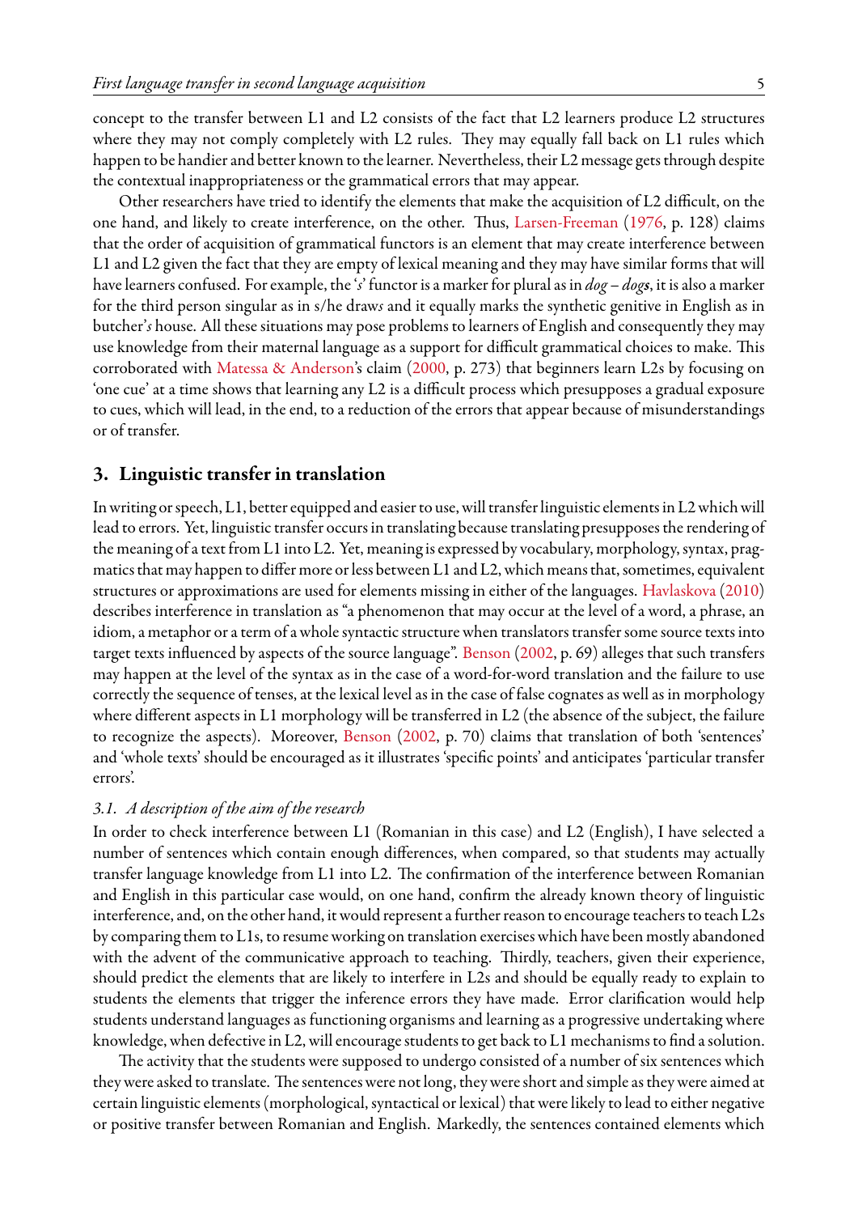concept to the transfer between L1 and L2 consists of the fact that L2 learners produce L2 structures where they may not comply completely with L2 rules. They may equally fall back on L1 rules which happen to be handier and better known to the learner. Nevertheless, their L2 message gets through despite the contextual inappropriateness or the grammatical errors that may appear.

Other researchers have tried to identify the elements that make the acquisition of L2 difficult, on the one hand, and likely to create interference, on the other. Thus, Larsen-Freeman (1976, p. 128) claims that the order of acquisition of grammatical functors is an element that may create interference between L1 and L2 given the fact that they are empty of lexical meaning and they may have similar forms that will have learners confused. For example, the '*s*' functor is a marker for plural as in *dog* – *dog**s***, it is also a marker for the third person singular as in s/he draw*s* and it equally marks the synthetic genitive in English as in butcher'*s* house. All these situations may pose problems to learners of English and consequently they may use knowledge from their maternal language as a support for difficult grammatical choices to make. This corroborated with Matessa & Anderson's claim (2000, p. 273) that beginners learn L2s by focusing on 'one cue' at a time shows that learning any L2 is a difficult process which presupposes a gradual exposure to cues, which will lead, in the end, to a reduction of the errors that appear because of misunderstandings or of transfer.

## 3. Linguistic transfer in translation

In writing or speech, L1, better equipped and easier to use, will transfer linguistic elements in L2 which will lead to errors. Yet, linguistic transfer occurs in translating because translating presupposes the rendering of the meaning of a text from L1 into L2. Yet, meaning is expressed by vocabulary, morphology, syntax, pragmatics that may happen to differ more or less between L1 and L2, which means that, sometimes, equivalent structures or approximations are used for elements missing in either of the languages. Havlaskova (2010) describes interference in translation as "a phenomenon that may occur at the level of a word, a phrase, an idiom, a metaphor or a term of a whole syntactic structure when translators transfer some source texts into target texts influenced by aspects of the source language". Benson (2002, p. 69) alleges that such transfers may happen at the level of the syntax as in the case of a word-for-word translation and the failure to use correctly the sequence of tenses, at the lexical level as in the case of false cognates as well as in morphology where different aspects in L1 morphology will be transferred in L2 (the absence of the subject, the failure to recognize the aspects). Moreover, Benson (2002, p. 70) claims that translation of both 'sentences' and 'whole texts' should be encouraged as it illustrates 'specific points' and anticipates 'particular transfer errors'.

### 3.1. A description of the aim of the research

In order to check interference between L1 (Romanian in this case) and L2 (English), I have selected a number of sentences which contain enough differences, when compared, so that students may actually transfer language knowledge from L1 into L2. The confirmation of the interference between Romanian and English in this particular case would, on one hand, confirm the already known theory of linguistic interference, and, on the other hand, it would represent a further reason to encourage teachers to teach L2s by comparing them to L1s, to resume working on translation exercises which have been mostly abandoned with the advent of the communicative approach to teaching. Thirdly, teachers, given their experience, should predict the elements that are likely to interfere in L2s and should be equally ready to explain to students the elements that trigger the inference errors they have made. Error clarification would help students understand languages as functioning organisms and learning as a progressive undertaking where knowledge, when defective in L2, will encourage students to get back to L1 mechanisms to find a solution.

The activity that the students were supposed to undergo consisted of a number of six sentences which they were asked to translate. The sentences were not long, they were short and simple as they were aimed at certain linguistic elements (morphological, syntactical or lexical) that were likely to lead to either negative or positive transfer between Romanian and English. Markedly, the sentences contained elements which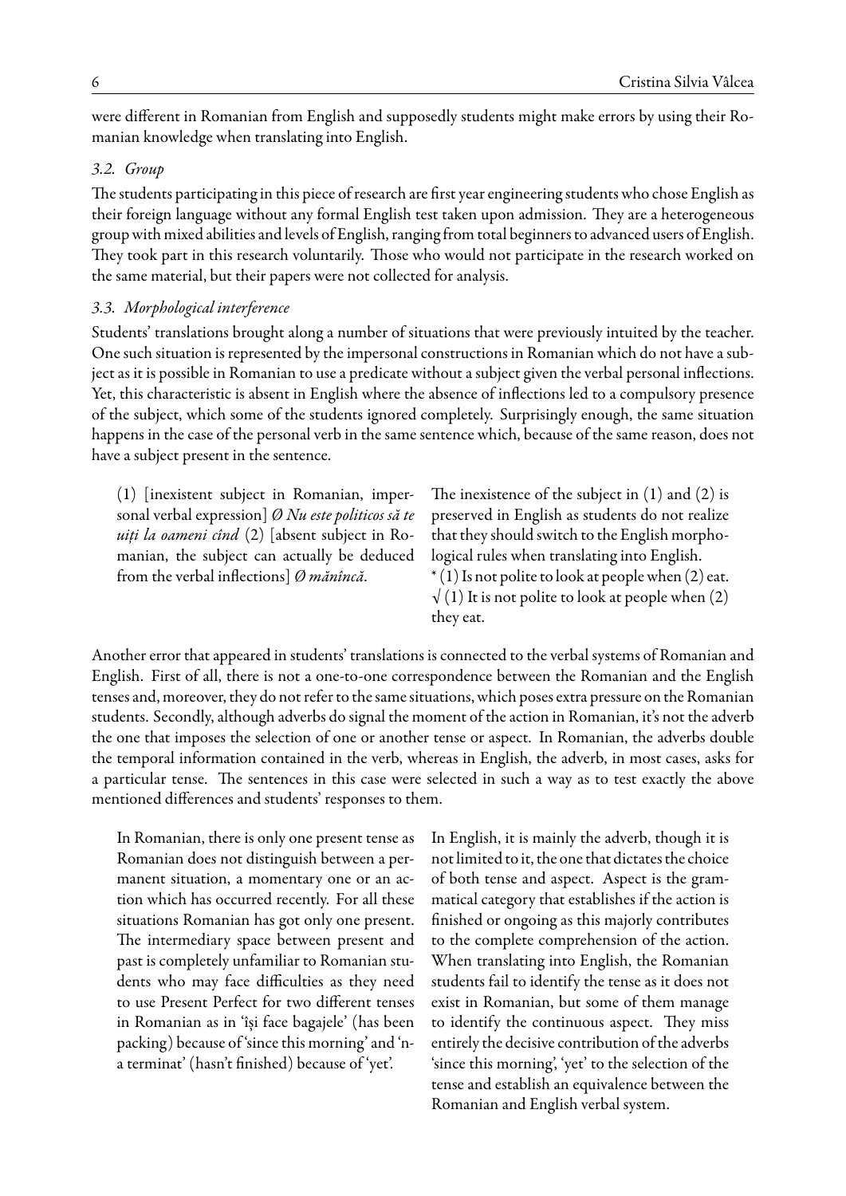were different in Romanian from English and supposedly students might make errors by using their Romanian knowledge when translating into English.

### *3.2. Group*

The students participating in this piece of research are first year engineering students who chose English as their foreign language without any formal English test taken upon admission. They are a heterogeneous group with mixed abilities and levels of English, ranging from total beginners to advanced users of English. They took part in this research voluntarily. Those who would not participate in the research worked on the same material, but their papers were not collected for analysis.

### *3.3. Morphological interference*

Students' translations brought along a number of situations that were previously intuited by the teacher. One such situation is represented by the impersonal constructions in Romanian which do not have a subject as it is possible in Romanian to use a predicate without a subject given the verbal personal inflections. Yet, this characteristic is absent in English where the absence of inflections led to a compulsory presence of the subject, which some of the students ignored completely. Surprisingly enough, the same situation happens in the case of the personal verb in the same sentence which, because of the same reason, does not have a subject present in the sentence.

(1) [inexistent subject in Romanian, impersonal verbal expression] *Ø Nu este politicos să te uiți la oameni cînd* (2) [absent subject in Romanian, the subject can actually be deduced from the verbal inflections] *Ø mănîncă*.

The inexistence of the subject in (1) and (2) is preserved in English as students do not realize that they should switch to the English morphological rules when translating into English.
\* (1) Is not polite to look at people when (2) eat.
√ (1) It is not polite to look at people when (2) they eat.

Another error that appeared in students' translations is connected to the verbal systems of Romanian and English. First of all, there is not a one-to-one correspondence between the Romanian and the English tenses and, moreover, they do not refer to the same situations, which poses extra pressure on the Romanian students. Secondly, although adverbs do signal the moment of the action in Romanian, it's not the adverb the one that imposes the selection of one or another tense or aspect. In Romanian, the adverbs double the temporal information contained in the verb, whereas in English, the adverb, in most cases, asks for a particular tense. The sentences in this case were selected in such a way as to test exactly the above mentioned differences and students' responses to them.

In Romanian, there is only one present tense as Romanian does not distinguish between a permanent situation, a momentary one or an action which has occurred recently. For all these situations Romanian has got only one present. The intermediary space between present and past is completely unfamiliar to Romanian students who may face difficulties as they need to use Present Perfect for two different tenses in Romanian as in 'își face bagajele' (has been packing) because of 'since this morning' and 'n-a terminat' (hasn't finished) because of 'yet'.

In English, it is mainly the adverb, though it is not limited to it, the one that dictates the choice of both tense and aspect. Aspect is the grammatical category that establishes if the action is finished or ongoing as this majorly contributes to the complete comprehension of the action. When translating into English, the Romanian students fail to identify the tense as it does not exist in Romanian, but some of them manage to identify the continuous aspect. They miss entirely the decisive contribution of the adverbs 'since this morning', 'yet' to the selection of the tense and establish an equivalence between the Romanian and English verbal system.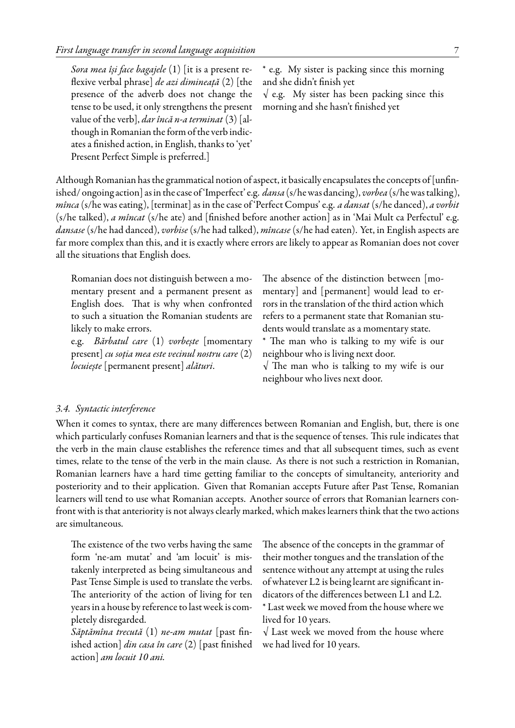*Sora mea își face bagajele* (1) [it is a present reflexive verbal phrase] *de azi dimineață* (2) [the presence of the adverb does not change the tense to be used, it only strengthens the present value of the verb], *dar încă n-a terminat* (3) [although in Romanian the form of the verb indicates a finished action, in English, thanks to 'yet' Present Perfect Simple is preferred.]

* e.g. My sister is packing since this morning and she didn't finish yet

√ e.g. My sister has been packing since this morning and she hasn't finished yet

Although Romanian has the grammatical notion of aspect, it basically encapsulates the concepts of [unfinished/ ongoing action] as in the case of 'Imperfect' e.g. *dansa* (s/he was dancing), *vorbea* (s/he was talking), *mînca* (s/he was eating), [terminat] as in the case of 'Perfect Compus' e.g. *a dansat* (s/he danced), *a vorbit* (s/he talked), *a mîncat* (s/he ate) and [finished before another action] as in 'Mai Mult ca Perfectul' e.g. *dansase* (s/he had danced), *vorbise* (s/he had talked), *mîncase* (s/he had eaten). Yet, in English aspects are far more complex than this, and it is exactly where errors are likely to appear as Romanian does not cover all the situations that English does.

Romanian does not distinguish between a momentary present and a permanent present as English does. That is why when confronted to such a situation the Romanian students are likely to make errors.

e.g. *Bărbatul care* (1) *vorbește* [momentary present] *cu soția mea este vecinul nostru care* (2) *locuiește* [permanent present] *alături*.

The absence of the distinction between [momentary] and [permanent] would lead to errors in the translation of the third action which refers to a permanent state that Romanian students would translate as a momentary state.

* The man who is talking to my wife is our neighbour who is living next door.

√ The man who is talking to my wife is our neighbour who lives next door.

### *3.4. Syntactic interference*

When it comes to syntax, there are many differences between Romanian and English, but, there is one which particularly confuses Romanian learners and that is the sequence of tenses. This rule indicates that the verb in the main clause establishes the reference times and that all subsequent times, such as event times, relate to the tense of the verb in the main clause. As there is not such a restriction in Romanian, Romanian learners have a hard time getting familiar to the concepts of simultaneity, anteriority and posteriority and to their application. Given that Romanian accepts Future after Past Tense, Romanian learners will tend to use what Romanian accepts. Another source of errors that Romanian learners confront with is that anteriority is not always clearly marked, which makes learners think that the two actions are simultaneous.

The existence of the two verbs having the same form 'ne-am mutat' and 'am locuit' is mistakenly interpreted as being simultaneous and Past Tense Simple is used to translate the verbs. The anteriority of the action of living for ten years in a house by reference to last week is completely disregarded.

*Săptămîna trecută* (1) *ne-am mutat* [past finished action] *din casa în care* (2) [past finished action] *am locuit 10 ani.*

The absence of the concepts in the grammar of their mother tongues and the translation of the sentence without any attempt at using the rules of whatever L2 is being learnt are significant indicators of the differences between L1 and L2.

* Last week we moved from the house where we lived for 10 years.

√ Last week we moved from the house where we had lived for 10 years.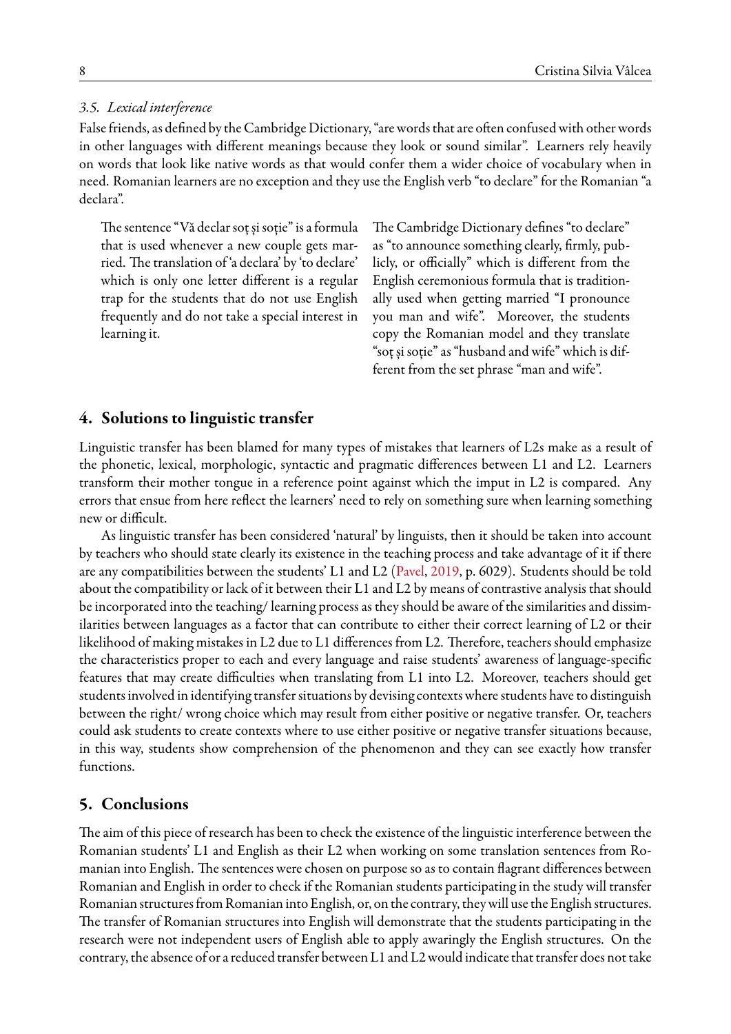### 3.5. *Lexical interference*

False friends, as defined by the Cambridge Dictionary, "are words that are often confused with other words in other languages with different meanings because they look or sound similar". Learners rely heavily on words that look like native words as that would confer them a wider choice of vocabulary when in need. Romanian learners are no exception and they use the English verb "to declare" for the Romanian "a declara".

> The sentence "Vă declar soț și soție" is a formula that is used whenever a new couple gets married. The translation of 'a declara' by 'to declare' which is only one letter different is a regular trap for the students that do not use English frequently and do not take a special interest in learning it.

> The Cambridge Dictionary defines "to declare" as "to announce something clearly, firmly, publicly, or officially" which is different from the English ceremonious formula that is traditionally used when getting married "I pronounce you man and wife". Moreover, the students copy the Romanian model and they translate "soț și soție" as "husband and wife" which is different from the set phrase "man and wife".

## 4. Solutions to linguistic transfer

Linguistic transfer has been blamed for many types of mistakes that learners of L2s make as a result of the phonetic, lexical, morphologic, syntactic and pragmatic differences between L1 and L2. Learners transform their mother tongue in a reference point against which the imput in L2 is compared. Any errors that ensue from here reflect the learners' need to rely on something sure when learning something new or difficult.

As linguistic transfer has been considered 'natural' by linguists, then it should be taken into account by teachers who should state clearly its existence in the teaching process and take advantage of it if there are any compatibilities between the students' L1 and L2 (Pavel, 2019, p. 6029). Students should be told about the compatibility or lack of it between their L1 and L2 by means of contrastive analysis that should be incorporated into the teaching/ learning process as they should be aware of the similarities and dissimilarities between languages as a factor that can contribute to either their correct learning of L2 or their likelihood of making mistakes in L2 due to L1 differences from L2. Therefore, teachers should emphasize the characteristics proper to each and every language and raise students' awareness of language-specific features that may create difficulties when translating from L1 into L2. Moreover, teachers should get students involved in identifying transfer situations by devising contexts where students have to distinguish between the right/ wrong choice which may result from either positive or negative transfer. Or, teachers could ask students to create contexts where to use either positive or negative transfer situations because, in this way, students show comprehension of the phenomenon and they can see exactly how transfer functions.

## 5. Conclusions

The aim of this piece of research has been to check the existence of the linguistic interference between the Romanian students' L1 and English as their L2 when working on some translation sentences from Romanian into English. The sentences were chosen on purpose so as to contain flagrant differences between Romanian and English in order to check if the Romanian students participating in the study will transfer Romanian structures from Romanian into English, or, on the contrary, they will use the English structures. The transfer of Romanian structures into English will demonstrate that the students participating in the research were not independent users of English able to apply awaringly the English structures. On the contrary, the absence of or a reduced transfer between L1 and L2 would indicate that transfer does not take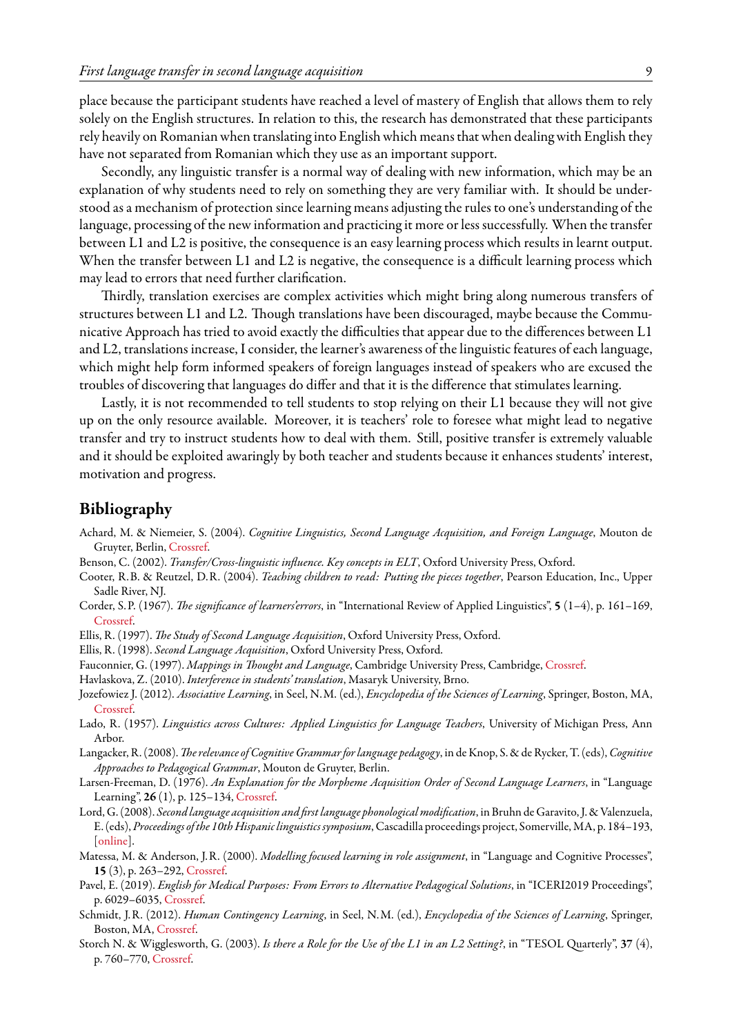place because the participant students have reached a level of mastery of English that allows them to rely solely on the English structures. In relation to this, the research has demonstrated that these participants rely heavily on Romanian when translating into English which means that when dealing with English they have not separated from Romanian which they use as an important support.

Secondly, any linguistic transfer is a normal way of dealing with new information, which may be an explanation of why students need to rely on something they are very familiar with. It should be understood as a mechanism of protection since learning means adjusting the rules to one's understanding of the language, processing of the new information and practicing it more or less successfully. When the transfer between L1 and L2 is positive, the consequence is an easy learning process which results in learnt output. When the transfer between L1 and L2 is negative, the consequence is a difficult learning process which may lead to errors that need further clarification.

Thirdly, translation exercises are complex activities which might bring along numerous transfers of structures between L1 and L2. Though translations have been discouraged, maybe because the Communicative Approach has tried to avoid exactly the difficulties that appear due to the differences between L1 and L2, translations increase, I consider, the learner's awareness of the linguistic features of each language, which might help form informed speakers of foreign languages instead of speakers who are excused the troubles of discovering that languages do differ and that it is the difference that stimulates learning.

Lastly, it is not recommended to tell students to stop relying on their L1 because they will not give up on the only resource available. Moreover, it is teachers' role to foresee what might lead to negative transfer and try to instruct students how to deal with them. Still, positive transfer is extremely valuable and it should be exploited awaringly by both teacher and students because it enhances students' interest, motivation and progress.

## Bibliography

Achard, M. & Niemeier, S. (2004). *Cognitive Linguistics, Second Language Acquisition, and Foreign Language*, Mouton de Gruyter, Berlin, Crossref.

Benson, C. (2002). *Transfer/Cross-linguistic influence. Key concepts in ELT*, Oxford University Press, Oxford.

Cooter, R.B. & Reutzel, D.R. (2004). *Teaching children to read: Putting the pieces together*, Pearson Education, Inc., Upper Sadle River, NJ.

Corder, S.P. (1967). *The significance of learners'errors*, in "International Review of Applied Linguistics", **5** (1–4), p. 161–169, Crossref.

Ellis, R. (1997). *The Study of Second Language Acquisition*, Oxford University Press, Oxford.

Ellis, R. (1998). *Second Language Acquisition*, Oxford University Press, Oxford.

Fauconnier, G. (1997). *Mappings in Thought and Language*, Cambridge University Press, Cambridge, Crossref.

Havlaskova, Z. (2010). *Interference in students' translation*, Masaryk University, Brno.

Jozefowiez J. (2012). *Associative Learning*, in Seel, N.M. (ed.), *Encyclopedia of the Sciences of Learning*, Springer, Boston, MA, Crossref.

Lado, R. (1957). *Linguistics across Cultures: Applied Linguistics for Language Teachers*, University of Michigan Press, Ann Arbor.

Langacker, R. (2008). *The relevance of Cognitive Grammar for language pedagogy*, in de Knop, S. & de Rycker, T. (eds), *Cognitive Approaches to Pedagogical Grammar*, Mouton de Gruyter, Berlin.

Larsen-Freeman, D. (1976). *An Explanation for the Morpheme Acquisition Order of Second Language Learners*, in "Language Learning", **26** (1), p. 125–134, Crossref.

Lord, G. (2008). *Second language acquisition and first language phonological modification*, in Bruhn de Garavito, J. & Valenzuela, E. (eds), *Proceedings of the 10th Hispanic linguistics symposium*, Cascadilla proceedings project, Somerville, MA, p. 184–193, [online].

Matessa, M. & Anderson, J.R. (2000). *Modelling focused learning in role assignment*, in "Language and Cognitive Processes", **15** (3), p. 263–292, Crossref.

Pavel, E. (2019). *English for Medical Purposes: From Errors to Alternative Pedagogical Solutions*, in "ICERI2019 Proceedings", p. 6029–6035, Crossref.

Schmidt, J.R. (2012). *Human Contingency Learning*, in Seel, N.M. (ed.), *Encyclopedia of the Sciences of Learning*, Springer, Boston, MA, Crossref.

Storch N. & Wigglesworth, G. (2003). *Is there a Role for the Use of the L1 in an L2 Setting?*, in "TESOL Quarterly", **37** (4), p. 760–770, Crossref.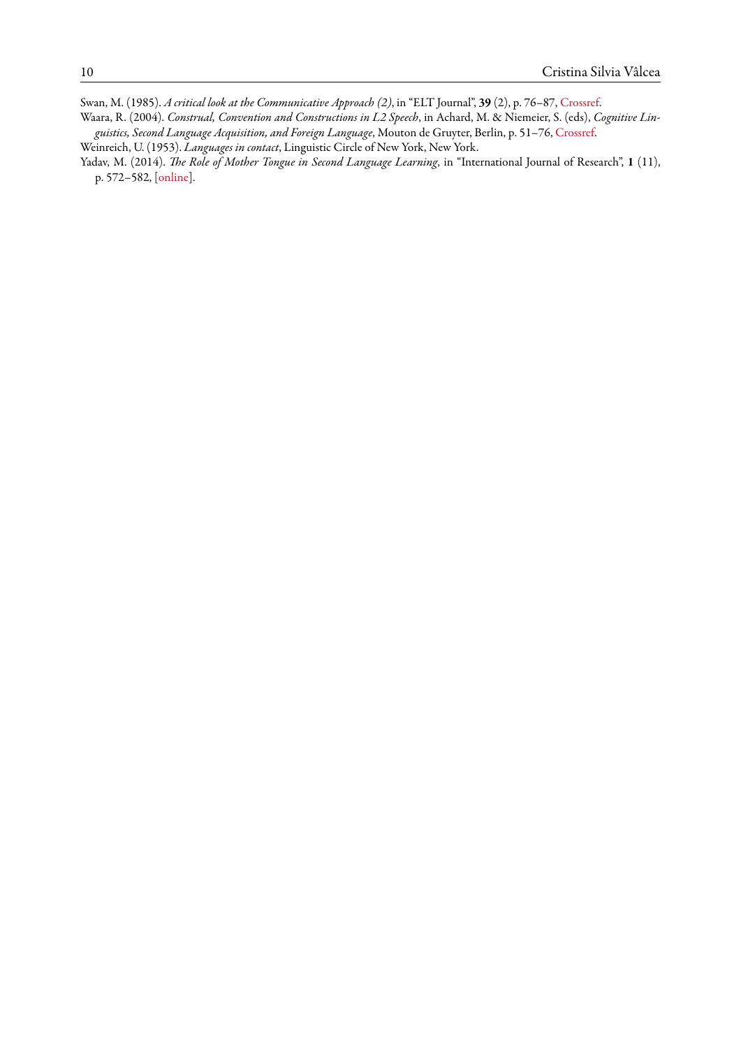Swan, M. (1985). *A critical look at the Communicative Approach (2)*, in "ELT Journal", **39** (2), p. 76–87, Crossref.

Waara, R. (2004). *Construal, Convention and Constructions in L2 Speech*, in Achard, M. & Niemeier, S. (eds), *Cognitive Linguistics, Second Language Acquisition, and Foreign Language*, Mouton de Gruyter, Berlin, p. 51–76, Crossref.

Weinreich, U. (1953). *Languages in contact*, Linguistic Circle of New York, New York.

Yadav, M. (2014). *The Role of Mother Tongue in Second Language Learning*, in "International Journal of Research", **1** (11), p. 572–582, [online].